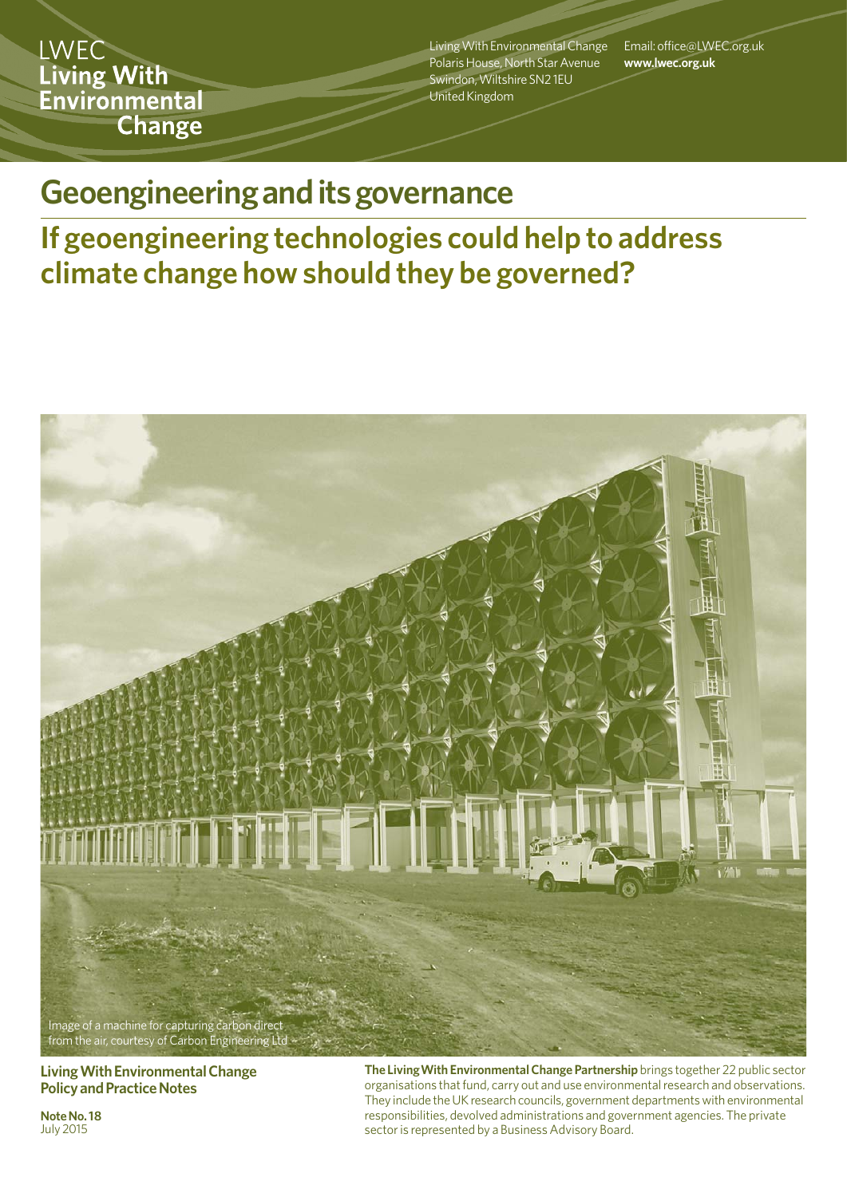LWEC
**Living With Environmental Change**

Living With Environmental Change
Polaris House, North Star Avenue
Swindon, Wiltshire SN2 1EU
United Kingdom

Email: office@LWEC.org.uk
**www.lwec.org.uk**

# Geoengineering and its governance

## If geoengineering technologies could help to address climate change how should they be governed?

Image of a machine for capturing carbon direct from the air, courtesy of Carbon Engineering Ltd

**Living With Environmental Change Policy and Practice Notes**

**Note No. 18**
July 2015

**The Living With Environmental Change Partnership** brings together 22 public sector organisations that fund, carry out and use environmental research and observations. They include the UK research councils, government departments with environmental responsibilities, devolved administrations and government agencies. The private sector is represented by a Business Advisory Board.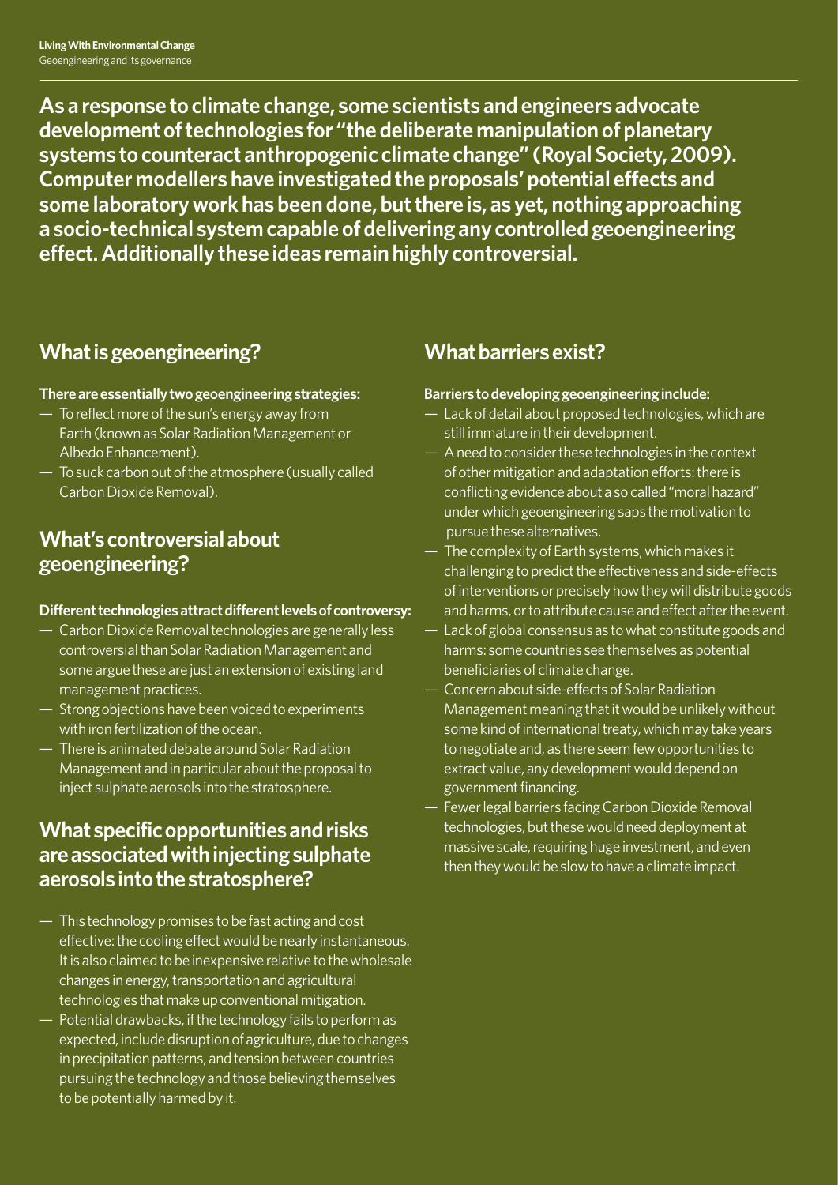**As a response to climate change, some scientists and engineers advocate development of technologies for "the deliberate manipulation of planetary systems to counteract anthropogenic climate change" (Royal Society, 2009). Computer modellers have investigated the proposals' potential effects and some laboratory work has been done, but there is, as yet, nothing approaching a socio-technical system capable of delivering any controlled geoengineering effect. Additionally these ideas remain highly controversial.**

## What is geoengineering?

**There are essentially two geoengineering strategies:**

- To reflect more of the sun's energy away from Earth (known as Solar Radiation Management or Albedo Enhancement).
- To suck carbon out of the atmosphere (usually called Carbon Dioxide Removal).

## What's controversial about geoengineering?

**Different technologies attract different levels of controversy:**

- Carbon Dioxide Removal technologies are generally less controversial than Solar Radiation Management and some argue these are just an extension of existing land management practices.
- Strong objections have been voiced to experiments with iron fertilization of the ocean.
- There is animated debate around Solar Radiation Management and in particular about the proposal to inject sulphate aerosols into the stratosphere.

## What specific opportunities and risks are associated with injecting sulphate aerosols into the stratosphere?

- This technology promises to be fast acting and cost effective: the cooling effect would be nearly instantaneous. It is also claimed to be inexpensive relative to the wholesale changes in energy, transportation and agricultural technologies that make up conventional mitigation.
- Potential drawbacks, if the technology fails to perform as expected, include disruption of agriculture, due to changes in precipitation patterns, and tension between countries pursuing the technology and those believing themselves to be potentially harmed by it.

## What barriers exist?

**Barriers to developing geoengineering include:**

- Lack of detail about proposed technologies, which are still immature in their development.
- A need to consider these technologies in the context of other mitigation and adaptation efforts: there is conflicting evidence about a so called "moral hazard" under which geoengineering saps the motivation to pursue these alternatives.
- The complexity of Earth systems, which makes it challenging to predict the effectiveness and side-effects of interventions or precisely how they will distribute goods and harms, or to attribute cause and effect after the event.
- Lack of global consensus as to what constitute goods and harms: some countries see themselves as potential beneficiaries of climate change.
- Concern about side-effects of Solar Radiation Management meaning that it would be unlikely without some kind of international treaty, which may take years to negotiate and, as there seem few opportunities to extract value, any development would depend on government financing.
- Fewer legal barriers facing Carbon Dioxide Removal technologies, but these would need deployment at massive scale, requiring huge investment, and even then they would be slow to have a climate impact.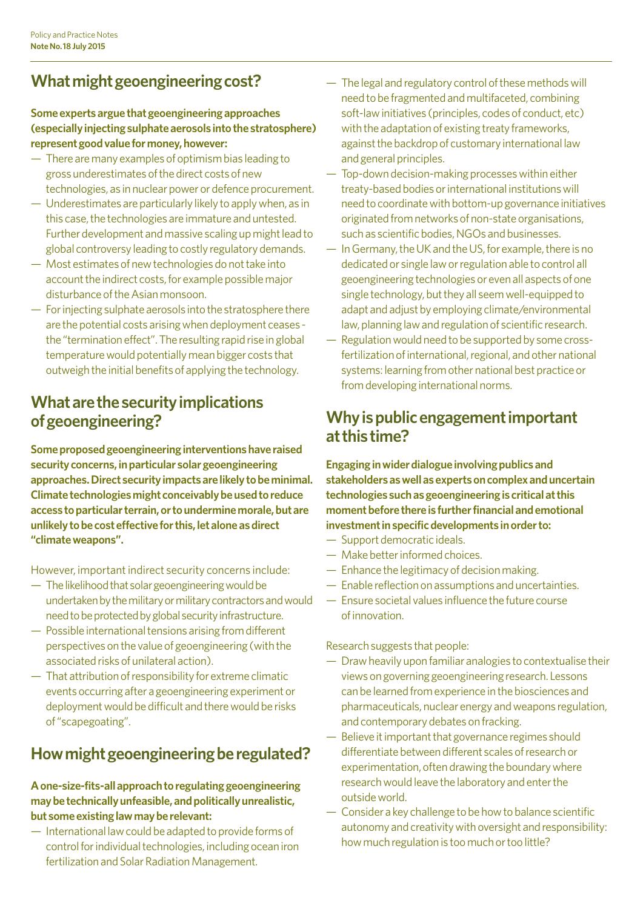## What might geoengineering cost?

**Some experts argue that geoengineering approaches (especially injecting sulphate aerosols into the stratosphere) represent good value for money, however:**

- There are many examples of optimism bias leading to gross underestimates of the direct costs of new technologies, as in nuclear power or defence procurement.
- Underestimates are particularly likely to apply when, as in this case, the technologies are immature and untested. Further development and massive scaling up might lead to global controversy leading to costly regulatory demands.
- Most estimates of new technologies do not take into account the indirect costs, for example possible major disturbance of the Asian monsoon.
- For injecting sulphate aerosols into the stratosphere there are the potential costs arising when deployment ceases - the "termination effect". The resulting rapid rise in global temperature would potentially mean bigger costs that outweigh the initial benefits of applying the technology.

## What are the security implications of geoengineering?

**Some proposed geoengineering interventions have raised security concerns, in particular solar geoengineering approaches. Direct security impacts are likely to be minimal. Climate technologies might conceivably be used to reduce access to particular terrain, or to undermine morale, but are unlikely to be cost effective for this, let alone as direct "climate weapons".**

However, important indirect security concerns include:

- The likelihood that solar geoengineering would be undertaken by the military or military contractors and would need to be protected by global security infrastructure.
- Possible international tensions arising from different perspectives on the value of geoengineering (with the associated risks of unilateral action).
- That attribution of responsibility for extreme climatic events occurring after a geoengineering experiment or deployment would be difficult and there would be risks of "scapegoating".

## How might geoengineering be regulated?

**A one-size-fits-all approach to regulating geoengineering may be technically unfeasible, and politically unrealistic, but some existing law may be relevant:**

- International law could be adapted to provide forms of control for individual technologies, including ocean iron fertilization and Solar Radiation Management.
- The legal and regulatory control of these methods will need to be fragmented and multifaceted, combining soft-law initiatives (principles, codes of conduct, etc) with the adaptation of existing treaty frameworks, against the backdrop of customary international law and general principles.
- Top-down decision-making processes within either treaty-based bodies or international institutions will need to coordinate with bottom-up governance initiatives originated from networks of non-state organisations, such as scientific bodies, NGOs and businesses.
- In Germany, the UK and the US, for example, there is no dedicated or single law or regulation able to control all geoengineering technologies or even all aspects of one single technology, but they all seem well-equipped to adapt and adjust by employing climate/environmental law, planning law and regulation of scientific research.
- Regulation would need to be supported by some cross-fertilization of international, regional, and other national systems: learning from other national best practice or from developing international norms.

## Why is public engagement important at this time?

**Engaging in wider dialogue involving publics and stakeholders as well as experts on complex and uncertain technologies such as geoengineering is critical at this moment before there is further financial and emotional investment in specific developments in order to:**

- Support democratic ideals.
- Make better informed choices.
- Enhance the legitimacy of decision making.
- Enable reflection on assumptions and uncertainties.
- Ensure societal values influence the future course of innovation.

Research suggests that people:

- Draw heavily upon familiar analogies to contextualise their views on governing geoengineering research. Lessons can be learned from experience in the biosciences and pharmaceuticals, nuclear energy and weapons regulation, and contemporary debates on fracking.
- Believe it important that governance regimes should differentiate between different scales of research or experimentation, often drawing the boundary where research would leave the laboratory and enter the outside world.
- Consider a key challenge to be how to balance scientific autonomy and creativity with oversight and responsibility: how much regulation is too much or too little?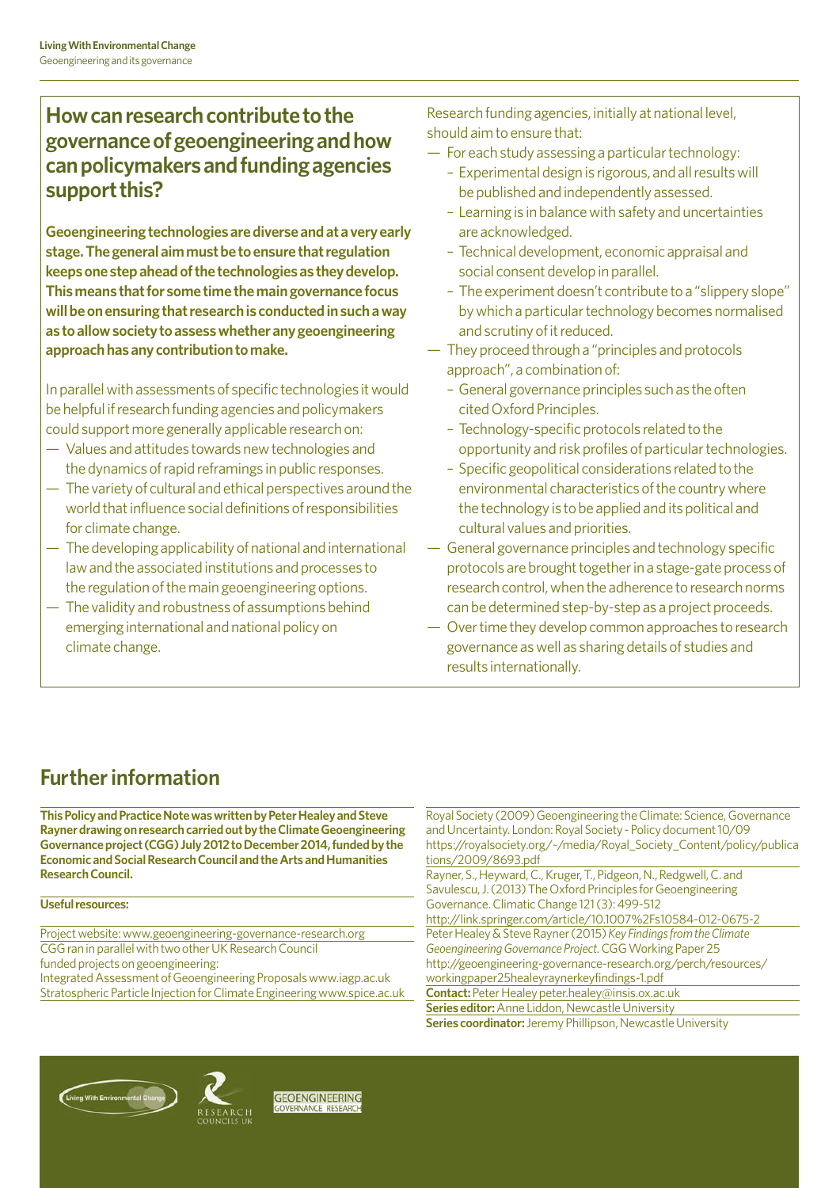## How can research contribute to the governance of geoengineering and how can policymakers and funding agencies support this?

**Geoengineering technologies are diverse and at a very early stage. The general aim must be to ensure that regulation keeps one step ahead of the technologies as they develop. This means that for some time the main governance focus will be on ensuring that research is conducted in such a way as to allow society to assess whether any geoengineering approach has any contribution to make.**

In parallel with assessments of specific technologies it would be helpful if research funding agencies and policymakers could support more generally applicable research on:

- Values and attitudes towards new technologies and the dynamics of rapid reframings in public responses.
- The variety of cultural and ethical perspectives around the world that influence social definitions of responsibilities for climate change.
- The developing applicability of national and international law and the associated institutions and processes to the regulation of the main geoengineering options.
- The validity and robustness of assumptions behind emerging international and national policy on climate change.

Research funding agencies, initially at national level, should aim to ensure that:

- For each study assessing a particular technology:
  - Experimental design is rigorous, and all results will be published and independently assessed.
  - Learning is in balance with safety and uncertainties are acknowledged.
  - Technical development, economic appraisal and social consent develop in parallel.
  - The experiment doesn't contribute to a "slippery slope" by which a particular technology becomes normalised and scrutiny of it reduced.
- They proceed through a "principles and protocols approach", a combination of:
  - General governance principles such as the often cited Oxford Principles.
  - Technology-specific protocols related to the opportunity and risk profiles of particular technologies.
  - Specific geopolitical considerations related to the environmental characteristics of the country where the technology is to be applied and its political and cultural values and priorities.
- General governance principles and technology specific protocols are brought together in a stage-gate process of research control, when the adherence to research norms can be determined step-by-step as a project proceeds.
- Over time they develop common approaches to research governance as well as sharing details of studies and results internationally.

## Further information

**This Policy and Practice Note was written by Peter Healey and Steve Rayner drawing on research carried out by the Climate Geoengineering Governance project (CGG) July 2012 to December 2014, funded by the Economic and Social Research Council and the Arts and Humanities Research Council.**

**Useful resources:**

Project website: www.geoengineering-governance-research.org

CGG ran in parallel with two other UK Research Council funded projects on geoengineering:
Integrated Assessment of Geoengineering Proposals www.iagp.ac.uk
Stratospheric Particle Injection for Climate Engineering www.spice.ac.uk

Royal Society (2009) Geoengineering the Climate: Science, Governance and Uncertainty. London: Royal Society - Policy document 10/09 https://royalsociety.org/~/media/Royal_Society_Content/policy/publications/2009/8693.pdf

Rayner, S., Heyward, C., Kruger, T., Pidgeon, N., Redgwell, C. and Savulescu, J. (2013) The Oxford Principles for Geoengineering Governance. Climatic Change 121 (3): 499-512 http://link.springer.com/article/10.1007%2Fs10584-012-0675-2

Peter Healey & Steve Rayner (2015) *Key Findings from the Climate Geoengineering Governance Project*. CGG Working Paper 25 http://geoengineering-governance-research.org/perch/resources/workingpaper25healeyraynerkeyfindings-1.pdf

**Contact:** Peter Healey peter.healey@insis.ox.ac.uk

**Series editor:** Anne Liddon, Newcastle University

**Series coordinator:** Jeremy Phillipson, Newcastle University